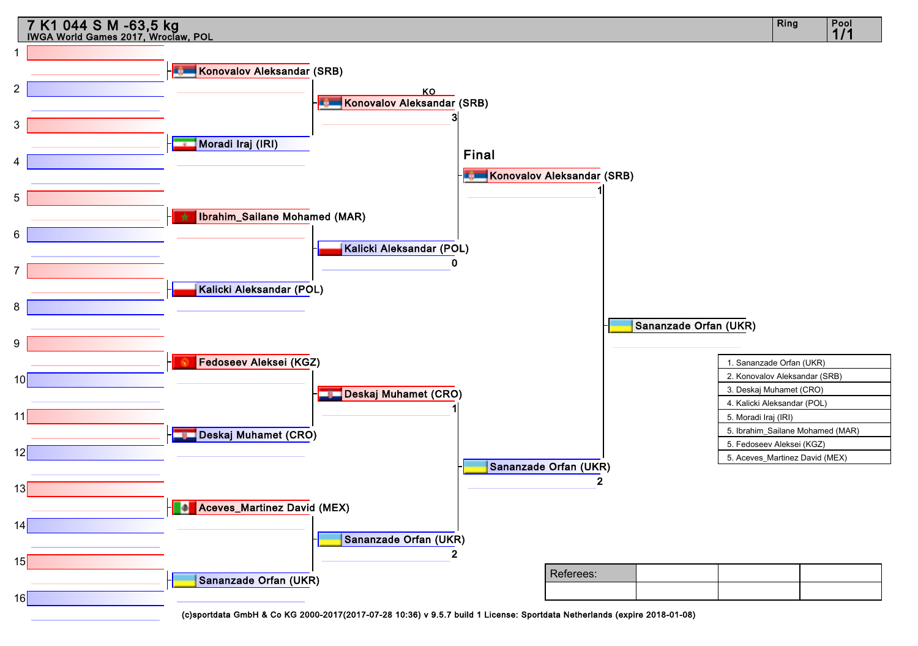# 7 K1 044 S M -63,5 kg

IWGA World Games 2017, Wroclaw, POL

Ring: 

Pool: 1/1

## Round 1

| Slot | Competitor |
| --- | --- |
| 1–2 | Konovalov Aleksandar (SRB) |
| 3–4 | Moradi Iraj (IRI) |
| 5–6 | Ibrahim_Sailane Mohamed (MAR) |
| 7–8 | Kalicki Aleksandar (POL) |
| 9–10 | Fedoseev Aleksei (KGZ) |
| 11–12 | Deskaj Muhamet (CRO) |
| 13–14 | Aceves_Martinez David (MEX) |
| 15–16 | Sananzade Orfan (UKR) |

## Semifinals

| Competitor | Score |
| --- | --- |
| Konovalov Aleksandar (SRB) | KO 3 |
| Kalicki Aleksandar (POL) | 0 |
| Deskaj Muhamet (CRO) | 1 |
| Sananzade Orfan (UKR) | 2 |

## Final

| Competitor | Score |
| --- | --- |
| Konovalov Aleksandar (SRB) | 1 |
| Sananzade Orfan (UKR) | 2 |

Winner: Sananzade Orfan (UKR)

## Ranking

1. Sananzade Orfan (UKR)
2. Konovalov Aleksandar (SRB)
3. Deskaj Muhamet (CRO)
4. Kalicki Aleksandar (POL)
5. Moradi Iraj (IRI)
5. Ibrahim_Sailane Mohamed (MAR)
5. Fedoseev Aleksei (KGZ)
5. Aceves_Martinez David (MEX)

| Referees: | | | |
| --- | --- | --- | --- |
| | | | |

(c)sportdata GmbH & Co KG 2000-2017(2017-07-28 10:36) v 9.5.7 build 1 License: Sportdata Netherlands (expire 2018-01-08)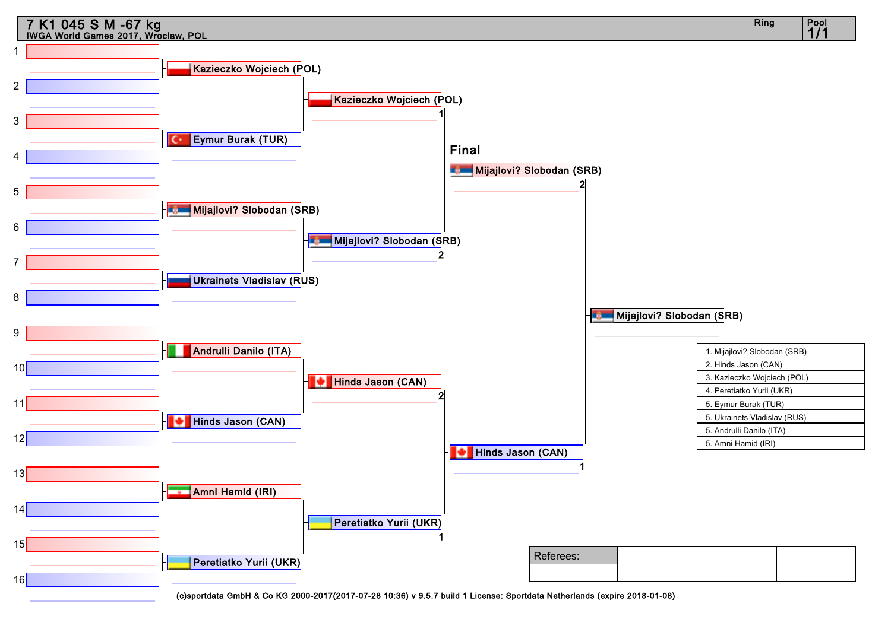# 7 K1 045 S M -67 kg

IWGA World Games 2017, Wroclaw, POL

Ring | Pool 1/1

## Round 1

| Position | Athlete |
|---|---|
| 1 | |
| 2 | Kazieczko Wojciech (POL) |
| 3 | |
| 4 | Eymur Burak (TUR) |
| 5 | |
| 6 | Mijajlovi? Slobodan (SRB) |
| 7 | |
| 8 | Ukrainets Vladislav (RUS) |
| 9 | |
| 10 | Andrulli Danilo (ITA) |
| 11 | |
| 12 | Hinds Jason (CAN) |
| 13 | |
| 14 | Amni Hamid (IRI) |
| 15 | |
| 16 | Peretiatko Yurii (UKR) |

## Quarterfinals

| Winner | Score |
|---|---|
| Kazieczko Wojciech (POL) | 1 |
| Mijajlovi? Slobodan (SRB) | 2 |
| Hinds Jason (CAN) | 2 |
| Peretiatko Yurii (UKR) | 1 |

## Final

| Athlete | Score |
|---|---|
| Mijajlovi? Slobodan (SRB) | 2 |
| Hinds Jason (CAN) | 1 |

**Winner:** Mijajlovi? Slobodan (SRB)

## Results

1. Mijajlovi? Slobodan (SRB)
2. Hinds Jason (CAN)
3. Kazieczko Wojciech (POL)
4. Peretiatko Yurii (UKR)
5. Eymur Burak (TUR)
5. Ukrainets Vladislav (RUS)
5. Andrulli Danilo (ITA)
5. Amni Hamid (IRI)

| Referees: | | | |
|---|---|---|---|
| | | | |

(c)sportdata GmbH & Co KG 2000-2017(2017-07-28 10:36) v 9.5.7 build 1 License: Sportdata Netherlands (expire 2018-01-08)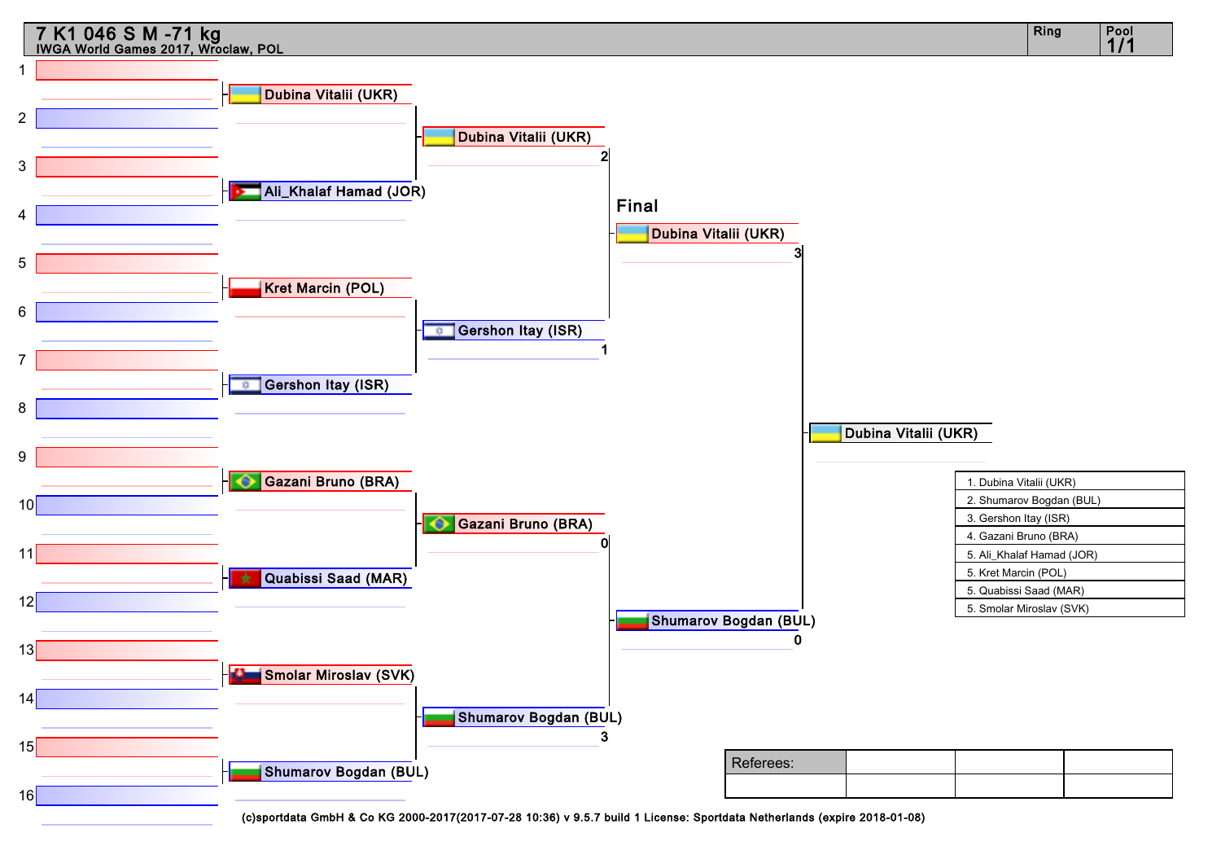# 7 K1 046 S M -71 kg

IWGA World Games 2017, Wroclaw, POL

Ring | Pool 1/1

## First Round

| Position | Athlete |
|---|---|
| 1–2 | Dubina Vitalii (UKR) |
| 3–4 | Ali_Khalaf Hamad (JOR) |
| 5–6 | Kret Marcin (POL) |
| 7–8 | Gershon Itay (ISR) |
| 9–10 | Gazani Bruno (BRA) |
| 11–12 | Quabissi Saad (MAR) |
| 13–14 | Smolar Miroslav (SVK) |
| 15–16 | Shumarov Bogdan (BUL) |

## Semifinals

| Athlete | Score |
|---|---|
| Dubina Vitalii (UKR) | 2 |
| Gershon Itay (ISR) | 1 |
| Gazani Bruno (BRA) | 0 |
| Shumarov Bogdan (BUL) | 3 |

## Final

| Athlete | Score |
|---|---|
| Dubina Vitalii (UKR) | 3 |
| Shumarov Bogdan (BUL) | 0 |

**Winner:** Dubina Vitalii (UKR)

## Results

1. Dubina Vitalii (UKR)
2. Shumarov Bogdan (BUL)
3. Gershon Itay (ISR)
4. Gazani Bruno (BRA)
5. Ali_Khalaf Hamad (JOR)
5. Kret Marcin (POL)
5. Quabissi Saad (MAR)
5. Smolar Miroslav (SVK)

| Referees: | | | |
|---|---|---|---|
| | | | |

(c)sportdata GmbH & Co KG 2000-2017(2017-07-28 10:36) v 9.5.7 build 1 License: Sportdata Netherlands (expire 2018-01-08)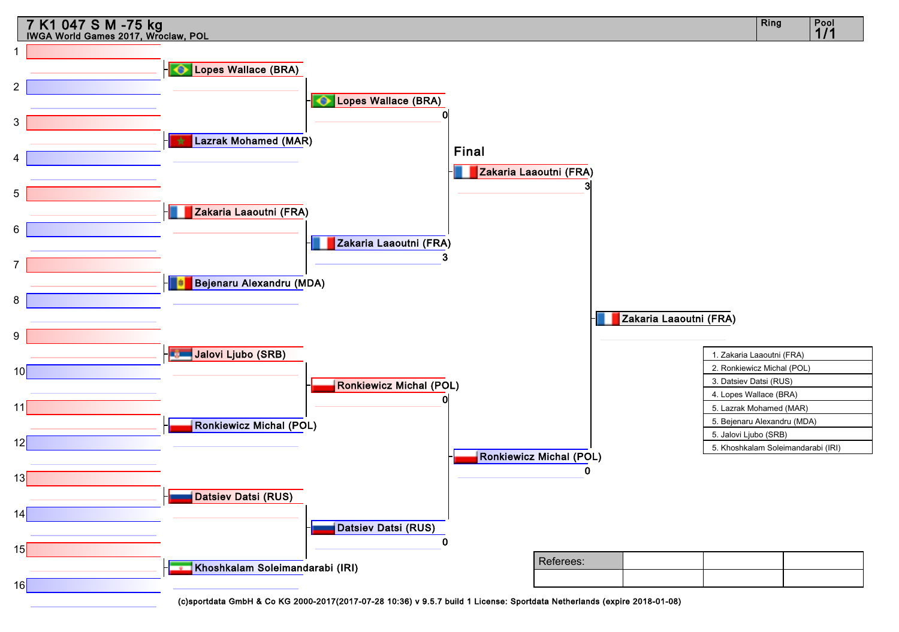# 7 K1 047 S M -75 kg

IWGA World Games 2017, Wroclaw, POL

Ring | Pool 1/1

## Round 1

| Pos | Athlete |
|---|---|
| 1–2 | Lopes Wallace (BRA) |
| 3–4 | Lazrak Mohamed (MAR) |
| 5–6 | Zakaria Laaoutni (FRA) |
| 7–8 | Bejenaru Alexandru (MDA) |
| 9–10 | Jalovi Ljubo (SRB) |
| 11–12 | Ronkiewicz Michal (POL) |
| 13–14 | Datsiev Datsi (RUS) |
| 15–16 | Khoshkalam Soleimandarabi (IRI) |

## Semi-finals

| Athlete | Score |
|---|---|
| Lopes Wallace (BRA) | 0 |
| Zakaria Laaoutni (FRA) | 3 |
| Ronkiewicz Michal (POL) | 0 |
| Datsiev Datsi (RUS) | 0 |

## Final

| Athlete | Score |
|---|---|
| Zakaria Laaoutni (FRA) | 3 |
| Ronkiewicz Michal (POL) | 0 |

**Winner:** Zakaria Laaoutni (FRA)

## Ranking

1. Zakaria Laaoutni (FRA)
2. Ronkiewicz Michal (POL)
3. Datsiev Datsi (RUS)
4. Lopes Wallace (BRA)
5. Lazrak Mohamed (MAR)
5. Bejenaru Alexandru (MDA)
5. Jalovi Ljubo (SRB)
5. Khoshkalam Soleimandarabi (IRI)

| Referees: | | | |
|---|---|---|---|
| | | | |

(c)sportdata GmbH & Co KG 2000-2017(2017-07-28 10:36) v 9.5.7 build 1 License: Sportdata Netherlands (expire 2018-01-08)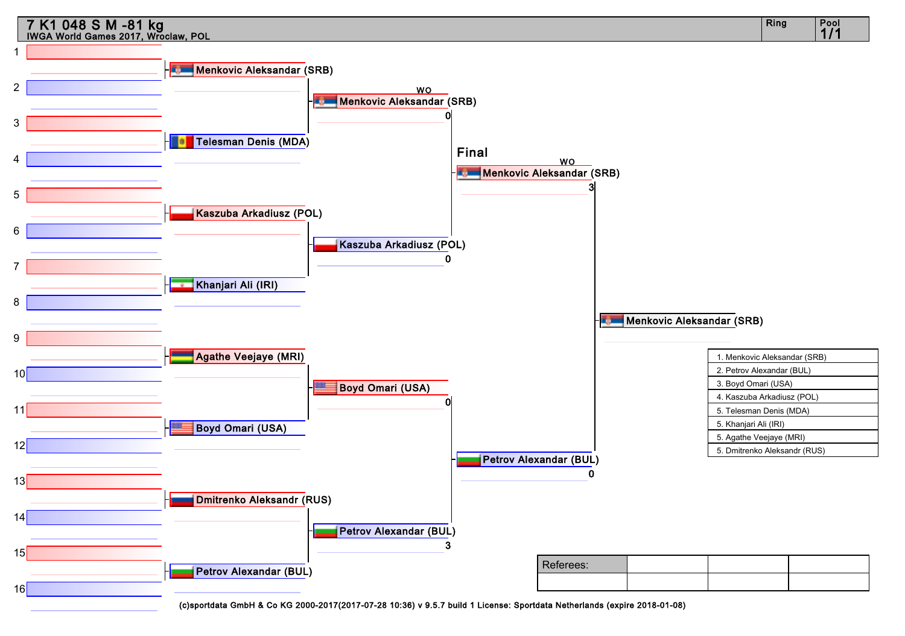# 7 K1 048 S M -81 kg

IWGA World Games 2017, Wroclaw, POL

Ring | Pool 1/1

## Round 1

- Menkovic Aleksandar (SRB)
- Telesman Denis (MDA)
- Kaszuba Arkadiusz (POL)
- Khanjari Ali (IRI)
- Agathe Veejaye (MRI)
- Boyd Omari (USA)
- Dmitrenko Aleksandr (RUS)
- Petrov Alexandar (BUL)

## Semi-final bracket

| Winner | Score | Note |
|---|---|---|
| Menkovic Aleksandar (SRB) | 0 | WO |
| Kaszuba Arkadiusz (POL) | 0 | |
| Boyd Omari (USA) | 0 | |
| Petrov Alexandar (BUL) | 3 | |

## Final

| Finalist | Score | Note |
|---|---|---|
| Menkovic Aleksandar (SRB) | 3 | WO |
| Petrov Alexandar (BUL) | 0 | |

**Winner:** Menkovic Aleksandar (SRB)

## Results

1. Menkovic Aleksandar (SRB)
2. Petrov Alexandar (BUL)
3. Boyd Omari (USA)
4. Kaszuba Arkadiusz (POL)
5. Telesman Denis (MDA)
5. Khanjari Ali (IRI)
5. Agathe Veejaye (MRI)
5. Dmitrenko Aleksandr (RUS)

| Referees: | | | |
|---|---|---|---|
| | | | |

(c)sportdata GmbH & Co KG 2000-2017(2017-07-28 10:36) v 9.5.7 build 1 License: Sportdata Netherlands (expire 2018-01-08)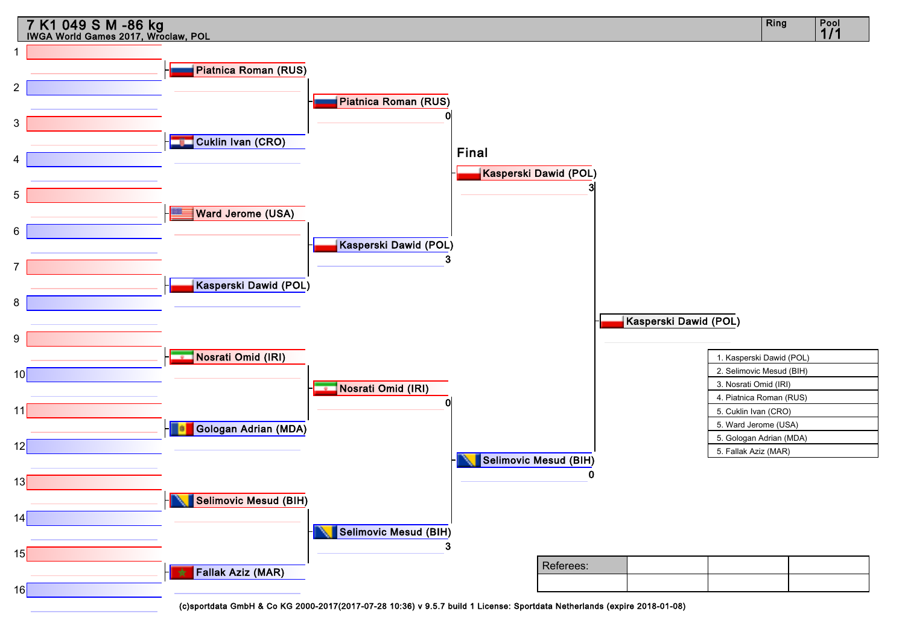# 7 K1 049 S M -86 kg

IWGA World Games 2017, Wroclaw, POL

Ring | Pool 1/1

**First round**

| Slot | Athlete |
|---|---|
| 1–2 | Piatnica Roman (RUS) |
| 3–4 | Cuklin Ivan (CRO) |
| 5–6 | Ward Jerome (USA) |
| 7–8 | Kasperski Dawid (POL) |
| 9–10 | Nosrati Omid (IRI) |
| 11–12 | Gologan Adrian (MDA) |
| 13–14 | Selimovic Mesud (BIH) |
| 15–16 | Fallak Aziz (MAR) |

**Semifinals**

| Athlete | Score |
|---|---|
| Piatnica Roman (RUS) | 0 |
| Kasperski Dawid (POL) | 3 |
| Nosrati Omid (IRI) | 0 |
| Selimovic Mesud (BIH) | 3 |

**Final**

| Athlete | Score |
|---|---|
| Kasperski Dawid (POL) | 3 |
| Selimovic Mesud (BIH) | 0 |

**Winner:** Kasperski Dawid (POL)

**Final ranking**

1. Kasperski Dawid (POL)
2. Selimovic Mesud (BIH)
3. Nosrati Omid (IRI)
4. Piatnica Roman (RUS)
5. Cuklin Ivan (CRO)
5. Ward Jerome (USA)
5. Gologan Adrian (MDA)
5. Fallak Aziz (MAR)

| Referees: | | | |
|---|---|---|---|
| | | | |

(c)sportdata GmbH & Co KG 2000-2017(2017-07-28 10:36) v 9.5.7 build 1 License: Sportdata Netherlands (expire 2018-01-08)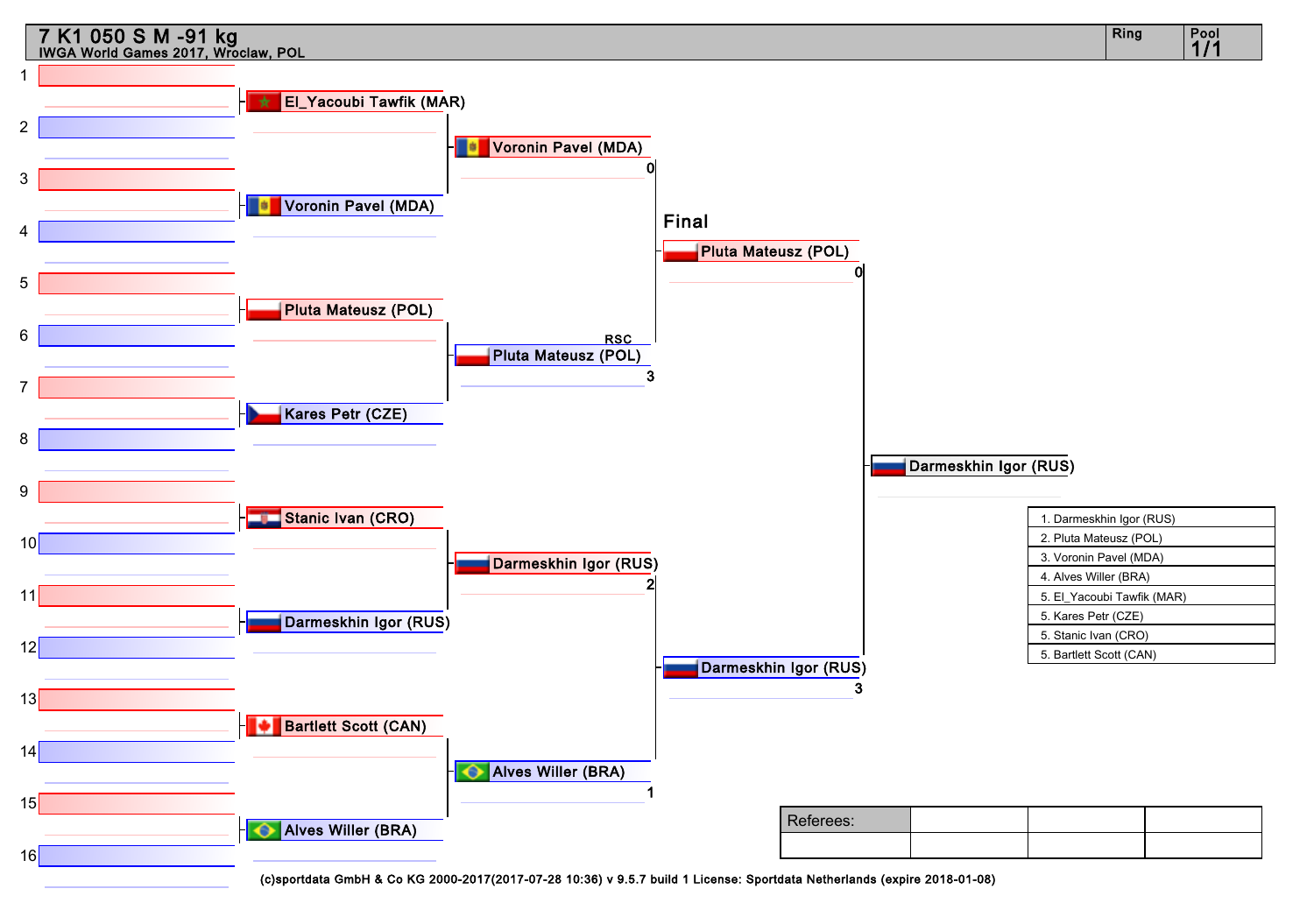# 7 K1 050 S M -91 kg

IWGA World Games 2017, Wroclaw, POL

Ring | Pool 1/1

## Quarterfinals

- El_Yacoubi Tawfik (MAR) vs Voronin Pavel (MDA) → Voronin Pavel (MDA)
- Pluta Mateusz (POL) vs Kares Petr (CZE) → Pluta Mateusz (POL)
- Stanic Ivan (CRO) vs Darmeskhin Igor (RUS) → Darmeskhin Igor (RUS)
- Bartlett Scott (CAN) vs Alves Willer (BRA) → Alves Willer (BRA)

## Semifinals

- Voronin Pavel (MDA) 0 vs Pluta Mateusz (POL) 3 (RSC) → Pluta Mateusz (POL)
- Darmeskhin Igor (RUS) 2 vs Alves Willer (BRA) 1 → Darmeskhin Igor (RUS)

## Final

- Pluta Mateusz (POL) 0 vs Darmeskhin Igor (RUS) 3 → Darmeskhin Igor (RUS)

## Results

1. Darmeskhin Igor (RUS)
2. Pluta Mateusz (POL)
3. Voronin Pavel (MDA)
4. Alves Willer (BRA)
5. El_Yacoubi Tawfik (MAR)
5. Kares Petr (CZE)
5. Stanic Ivan (CRO)
5. Bartlett Scott (CAN)

| Referees: | | | |
| --- | --- | --- | --- |
| | | | |

(c)sportdata GmbH & Co KG 2000-2017(2017-07-28 10:36) v 9.5.7 build 1 License: Sportdata Netherlands (expire 2018-01-08)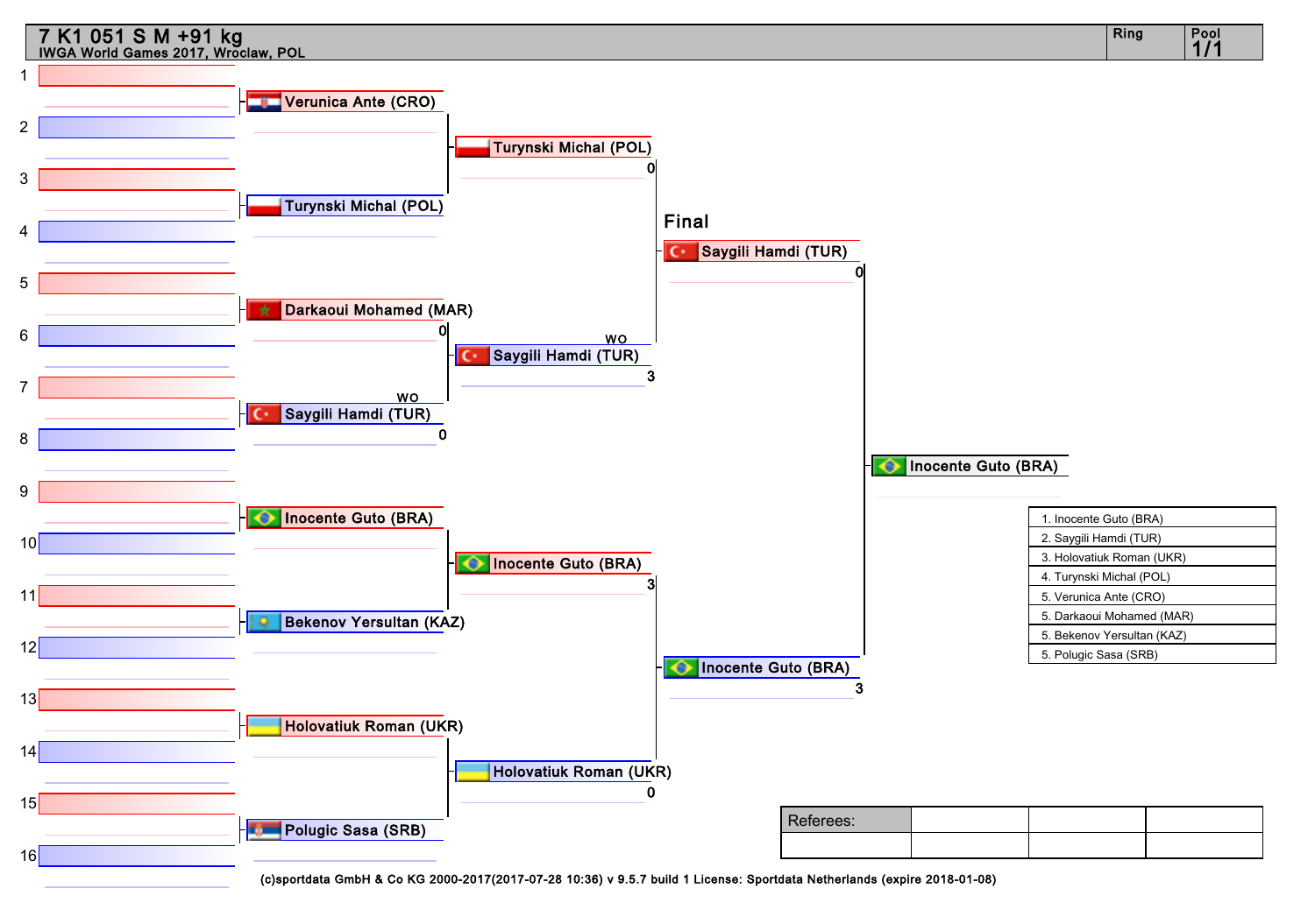# 7 K1 051 S M +91 kg

IWGA World Games 2017, Wroclaw, POL

Ring | Pool 1/1

## Round 1

| Pos | Competitor | Score |
|---|---|---|
| 1–2 | Verunica Ante (CRO) | |
| 3–4 | Turynski Michal (POL) | |
| 5–6 | Darkaoui Mohamed (MAR) | 0 |
| 7–8 | Saygili Hamdi (TUR) | WO |
| 9–10 | Inocente Guto (BRA) | |
| 11–12 | Bekenov Yersultan (KAZ) | |
| 13–14 | Holovatiuk Roman (UKR) | |
| 15–16 | Polugic Sasa (SRB) | |

## Round 2

| Competitor | Score |
|---|---|
| Verunica Ante (CRO) | |
| Turynski Michal (POL) | |
| Darkaoui Mohamed (MAR) | 0 |
| Saygili Hamdi (TUR) | WO |
| Inocente Guto (BRA) | |
| Bekenov Yersultan (KAZ) | |
| Holovatiuk Roman (UKR) | |
| Polugic Sasa (SRB) | |

Winners: Turynski Michal (POL), Saygili Hamdi (TUR), Inocente Guto (BRA), Holovatiuk Roman (UKR)

## Semi-finals

| Competitor | Score |
|---|---|
| Turynski Michal (POL) | 0 |
| Saygili Hamdi (TUR) | 3 |
| Inocente Guto (BRA) | 3 |
| Holovatiuk Roman (UKR) | 0 |

## Final

| Competitor | Score |
|---|---|
| Saygili Hamdi (TUR) | 0 |
| Inocente Guto (BRA) | 3 |

Winner: Inocente Guto (BRA)

## Results

1. Inocente Guto (BRA)
2. Saygili Hamdi (TUR)
3. Holovatiuk Roman (UKR)
4. Turynski Michal (POL)
5. Verunica Ante (CRO)
5. Darkaoui Mohamed (MAR)
5. Bekenov Yersultan (KAZ)
5. Polugic Sasa (SRB)

| Referees: | | | |
|---|---|---|---|
| | | | |

(c)sportdata GmbH & Co KG 2000-2017(2017-07-28 10:36) v 9.5.7 build 1 License: Sportdata Netherlands (expire 2018-01-08)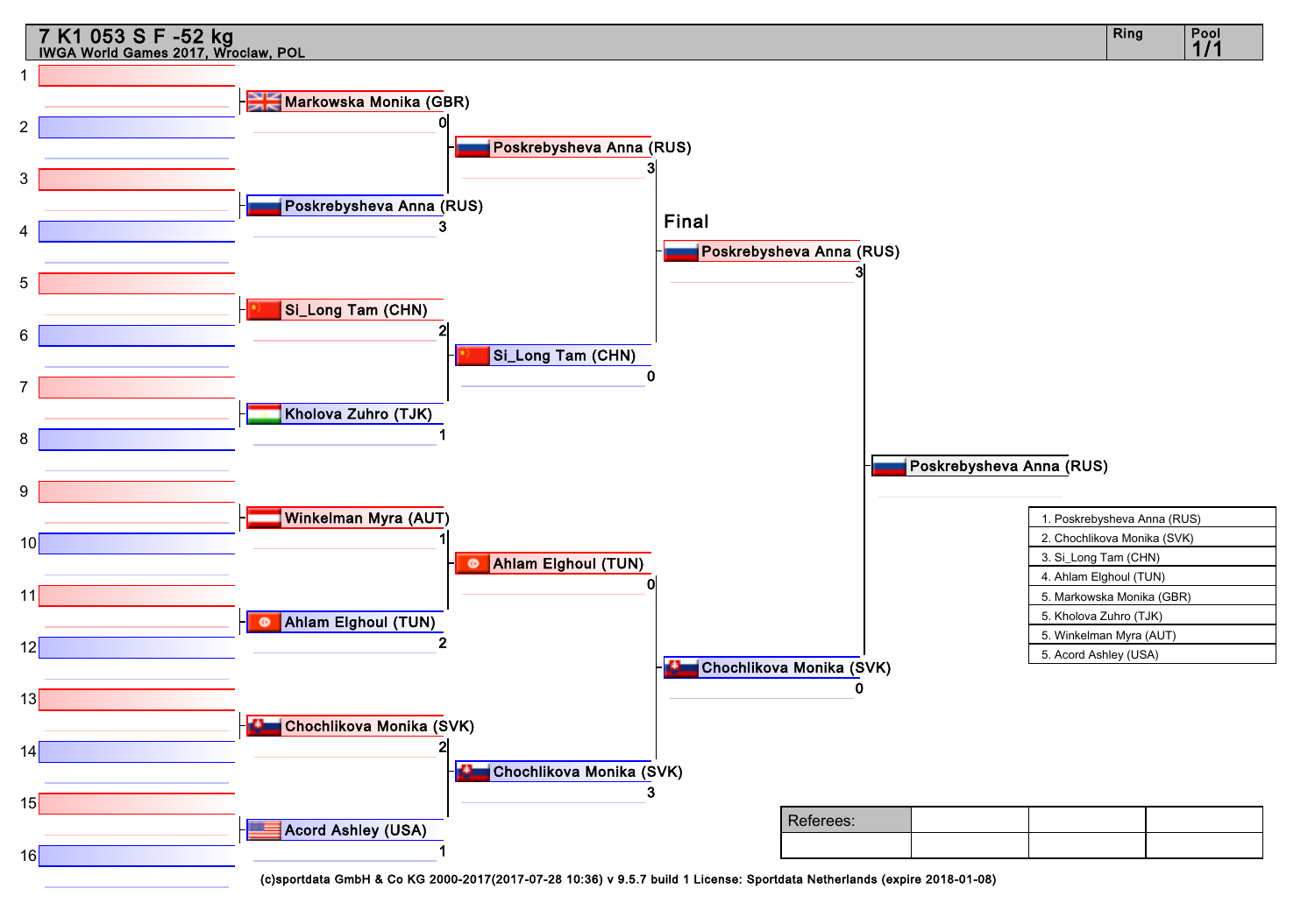# 7 K1 053 S F -52 kg

IWGA World Games 2017, Wroclaw, POL

Ring | Pool 1/1

**Round 1**

| Slots | Athlete | Score |
|---|---|---|
| 1–2 | Markowska Monika (GBR) | 0 |
| 3–4 | Poskrebysheva Anna (RUS) | 3 |
| 5–6 | Si_Long Tam (CHN) | 2 |
| 7–8 | Kholova Zuhro (TJK) | 1 |
| 9–10 | Winkelman Myra (AUT) | 1 |
| 11–12 | Ahlam Elghoul (TUN) | 2 |
| 13–14 | Chochlikova Monika (SVK) | 2 |
| 15–16 | Acord Ashley (USA) | 1 |

**Round 2**

| Athlete | Score |
|---|---|
| Poskrebysheva Anna (RUS) | 3 |
| Si_Long Tam (CHN) | 0 |
| Ahlam Elghoul (TUN) | 0 |
| Chochlikova Monika (SVK) | 3 |

**Final**

| Athlete | Score |
|---|---|
| Poskrebysheva Anna (RUS) | 3 |
| Chochlikova Monika (SVK) | 0 |

**Winner:** Poskrebysheva Anna (RUS)

1. Poskrebysheva Anna (RUS)
2. Chochlikova Monika (SVK)
3. Si_Long Tam (CHN)
4. Ahlam Elghoul (TUN)
5. Markowska Monika (GBR)
5. Kholova Zuhro (TJK)
5. Winkelman Myra (AUT)
5. Acord Ashley (USA)

Referees:

(c)sportdata GmbH & Co KG 2000-2017(2017-07-28 10:36) v 9.5.7 build 1 License: Sportdata Netherlands (expire 2018-01-08)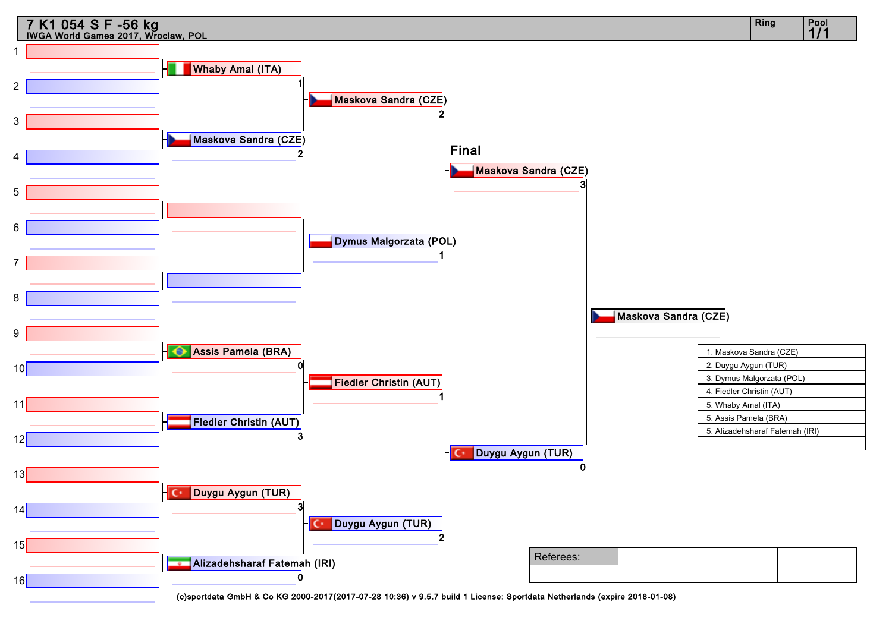# 7 K1 054 S F -56 kg

IWGA World Games 2017, Wroclaw, POL

Ring | Pool 1/1

## First Round

| Position | Athlete | Score |
|---|---|---|
| 1–2 | Whaby Amal (ITA) | 1 |
| 3–4 | Maskova Sandra (CZE) | 2 |
| 5–6 | | |
| 7–8 | | |
| 9–10 | Assis Pamela (BRA) | 0 |
| 11–12 | Fiedler Christin (AUT) | 3 |
| 13–14 | Duygu Aygun (TUR) | 3 |
| 15–16 | Alizadehsharaf Fatemah (IRI) | 0 |

## Quarterfinals

| Athlete | Score |
|---|---|
| Maskova Sandra (CZE) | 2 |
| Dymus Malgorzata (POL) | 1 |
| Fiedler Christin (AUT) | 1 |
| Duygu Aygun (TUR) | 2 |

## Final

| Athlete | Score |
|---|---|
| Maskova Sandra (CZE) | 3 |
| Duygu Aygun (TUR) | 0 |

**Winner:** Maskova Sandra (CZE)

## Results

1. Maskova Sandra (CZE)
2. Duygu Aygun (TUR)
3. Dymus Malgorzata (POL)
4. Fiedler Christin (AUT)
5. Whaby Amal (ITA)
5. Assis Pamela (BRA)
5. Alizadehsharaf Fatemah (IRI)

| Referees: | | | |
|---|---|---|---|
| | | | |

(c)sportdata GmbH & Co KG 2000-2017(2017-07-28 10:36) v 9.5.7 build 1 License: Sportdata Netherlands (expire 2018-01-08)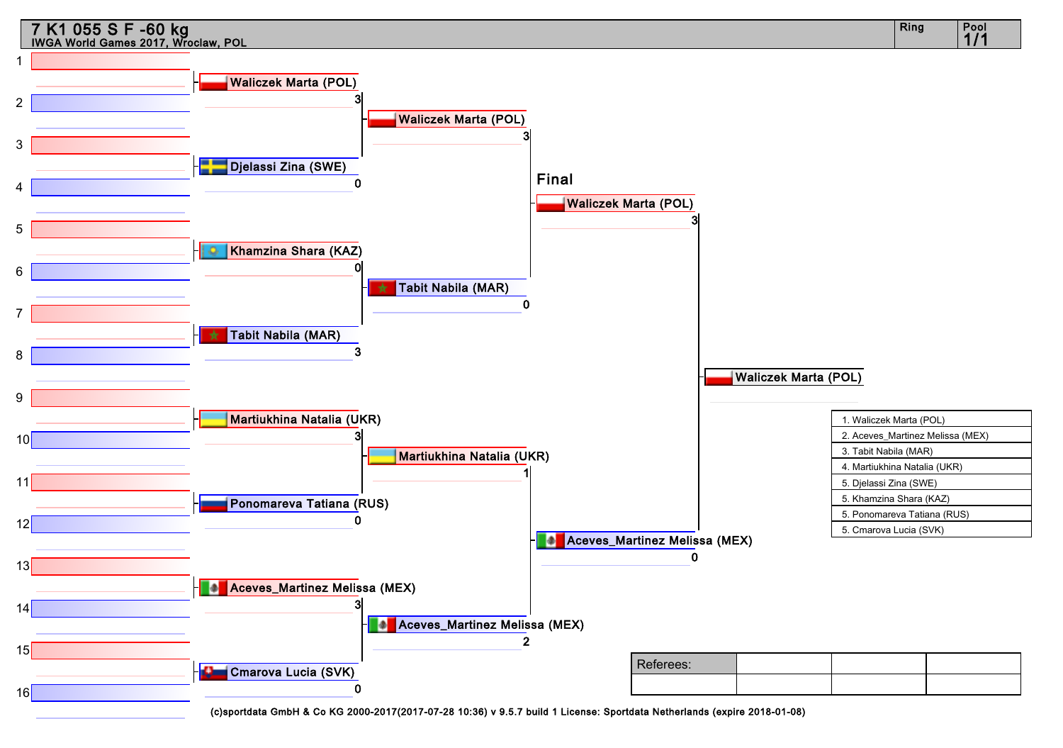# 7 K1 055 S F -60 kg

IWGA World Games 2017, Wroclaw, POL

Ring | Pool 1/1

**Quarterfinals**

- Waliczek Marta (POL) 3 – Djelassi Zina (SWE) 0
- Khamzina Shara (KAZ) 0 – Tabit Nabila (MAR) 3
- Martiukhina Natalia (UKR) 3 – Ponomareva Tatiana (RUS) 0
- Aceves_Martinez Melissa (MEX) 3 – Cmarova Lucia (SVK) 0

**Semifinals**

- Waliczek Marta (POL) 3 – Tabit Nabila (MAR) 0
- Martiukhina Natalia (UKR) 1 – Aceves_Martinez Melissa (MEX) 2

**Final**

- Waliczek Marta (POL) 3 – Aceves_Martinez Melissa (MEX) 0

**Winner:** Waliczek Marta (POL)

| Ranking |
|---|
| 1. Waliczek Marta (POL) |
| 2. Aceves_Martinez Melissa (MEX) |
| 3. Tabit Nabila (MAR) |
| 4. Martiukhina Natalia (UKR) |
| 5. Djelassi Zina (SWE) |
| 5. Khamzina Shara (KAZ) |
| 5. Ponomareva Tatiana (RUS) |
| 5. Cmarova Lucia (SVK) |

| Referees: | | | |
|---|---|---|---|
| | | | |

(c)sportdata GmbH & Co KG 2000-2017(2017-07-28 10:36) v 9.5.7 build 1 License: Sportdata Netherlands (expire 2018-01-08)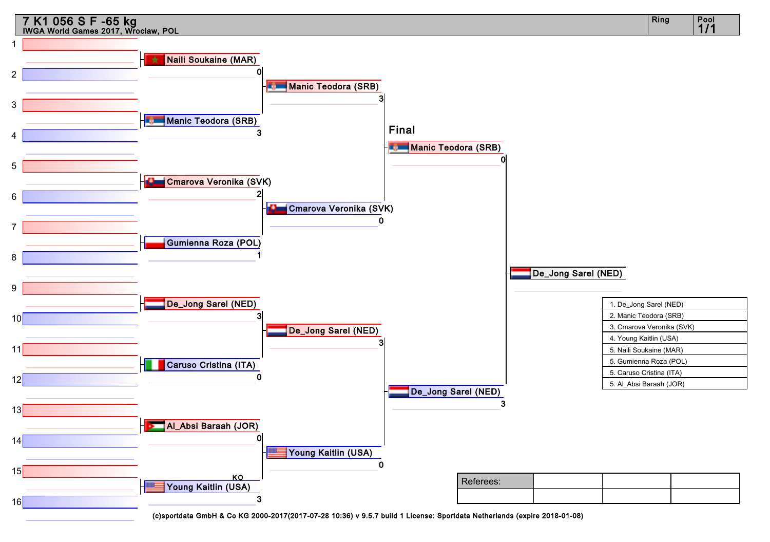# 7 K1 056 S F -65 kg

IWGA World Games 2017, Wroclaw, POL

Ring

Pool 1/1

1
2
3
4
5
6
7
8
9
10
11
12
13
14
15
16

Naili Soukaine (MAR) 0
Manic Teodora (SRB) 3
Cmarova Veronika (SVK) 2
Gumienna Roza (POL) 1
De_Jong Sarel (NED) 3
Caruso Cristina (ITA) 0
Al_Absi Baraah (JOR) 0
KO
Young Kaitlin (USA) 3

Manic Teodora (SRB) 3
Cmarova Veronika (SVK) 0
De_Jong Sarel (NED) 3
Young Kaitlin (USA) 0

Final

Manic Teodora (SRB) 0
De_Jong Sarel (NED) 3

De_Jong Sarel (NED)

| |
|---|
| 1. De_Jong Sarel (NED) |
| 2. Manic Teodora (SRB) |
| 3. Cmarova Veronika (SVK) |
| 4. Young Kaitlin (USA) |
| 5. Naili Soukaine (MAR) |
| 5. Gumienna Roza (POL) |
| 5. Caruso Cristina (ITA) |
| 5. Al_Absi Baraah (JOR) |

| Referees: | | | |
|---|---|---|---|
| | | | |

(c)sportdata GmbH & Co KG 2000-2017(2017-07-28 10:36) v 9.5.7 build 1 License: Sportdata Netherlands (expire 2018-01-08)